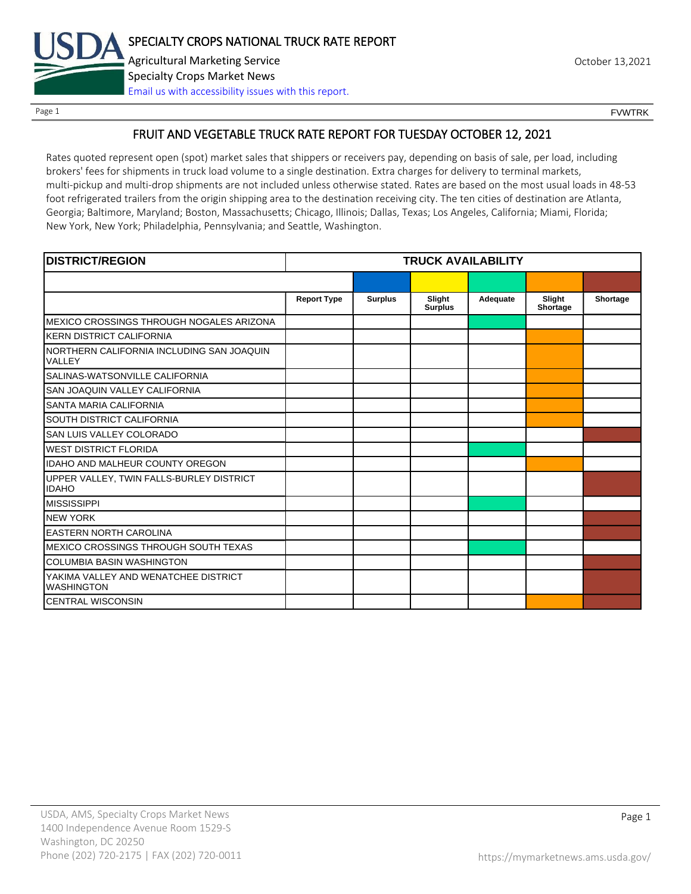# SPECIALTY CROPS NATIONAL TRUCK RATE REPORT

Agricultural Marketing Service
Specialty Crops Market News
Email us with accessibility issues with this report.

October 13,2021

FVWTRK

## FRUIT AND VEGETABLE TRUCK RATE REPORT FOR TUESDAY OCTOBER 12, 2021

Rates quoted represent open (spot) market sales that shippers or receivers pay, depending on basis of sale, per load, including brokers' fees for shipments in truck load volume to a single destination. Extra charges for delivery to terminal markets, multi-pickup and multi-drop shipments are not included unless otherwise stated. Rates are based on the most usual loads in 48-53 foot refrigerated trailers from the origin shipping area to the destination receiving city. The ten cities of destination are Atlanta, Georgia; Baltimore, Maryland; Boston, Massachusetts; Chicago, Illinois; Dallas, Texas; Los Angeles, California; Miami, Florida; New York, New York; Philadelphia, Pennsylvania; and Seattle, Washington.

| DISTRICT/REGION | TRUCK AVAILABILITY | | | | | |
|---|---|---|---|---|---|---|
| | Report Type | Surplus | Slight Surplus | Adequate | Slight Shortage | Shortage |
| MEXICO CROSSINGS THROUGH NOGALES ARIZONA | | | | X | | |
| KERN DISTRICT CALIFORNIA | | | | | X | |
| NORTHERN CALIFORNIA INCLUDING SAN JOAQUIN VALLEY | | | | | X | |
| SALINAS-WATSONVILLE CALIFORNIA | | | | | X | |
| SAN JOAQUIN VALLEY CALIFORNIA | | | | | X | |
| SANTA MARIA CALIFORNIA | | | | | X | |
| SOUTH DISTRICT CALIFORNIA | | | | | X | |
| SAN LUIS VALLEY COLORADO | | | | | | X |
| WEST DISTRICT FLORIDA | | | | X | | |
| IDAHO AND MALHEUR COUNTY OREGON | | | | | X | |
| UPPER VALLEY, TWIN FALLS-BURLEY DISTRICT IDAHO | | | | | | X |
| MISSISSIPPI | | | | X | | |
| NEW YORK | | | | | | X |
| EASTERN NORTH CAROLINA | | | | | | X |
| MEXICO CROSSINGS THROUGH SOUTH TEXAS | | | | X | | |
| COLUMBIA BASIN WASHINGTON | | | | | | X |
| YAKIMA VALLEY AND WENATCHEE DISTRICT WASHINGTON | | | | | | X |
| CENTRAL WISCONSIN | | | | | X | X |

USDA, AMS, Specialty Crops Market News
1400 Independence Avenue Room 1529-S
Washington, DC 20250
Phone (202) 720-2175 | FAX (202) 720-0011
https://mymarketnews.ams.usda.gov/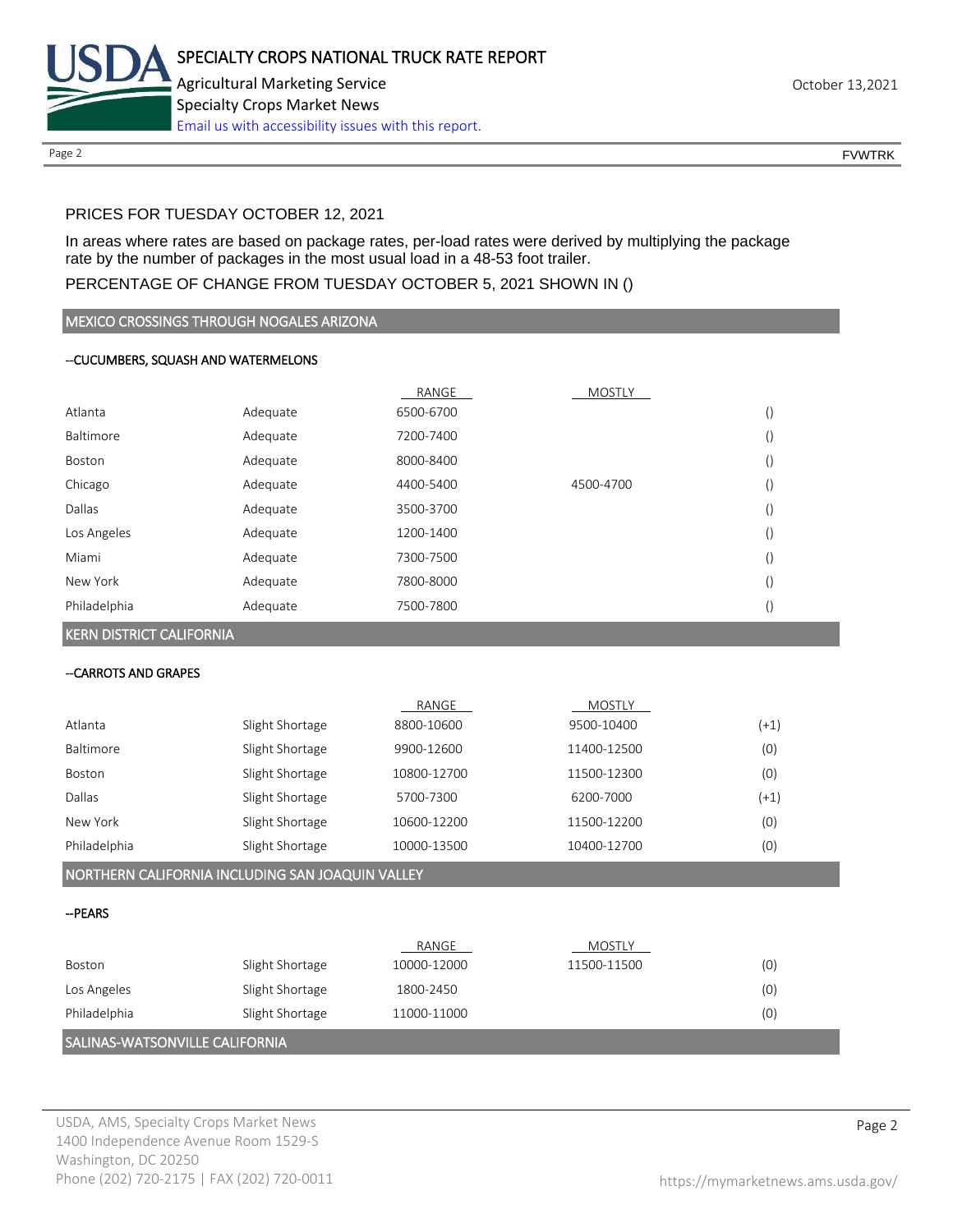PRICES FOR TUESDAY OCTOBER 12, 2021

In areas where rates are based on package rates, per-load rates were derived by multiplying the package rate by the number of packages in the most usual load in a 48-53 foot trailer.

PERCENTAGE OF CHANGE FROM TUESDAY OCTOBER 5, 2021 SHOWN IN ()

## MEXICO CROSSINGS THROUGH NOGALES ARIZONA

--CUCUMBERS, SQUASH AND WATERMELONS

| | | RANGE | MOSTLY | |
|---|---|---|---|---|
| Atlanta | Adequate | 6500-6700 | | () |
| Baltimore | Adequate | 7200-7400 | | () |
| Boston | Adequate | 8000-8400 | | () |
| Chicago | Adequate | 4400-5400 | 4500-4700 | () |
| Dallas | Adequate | 3500-3700 | | () |
| Los Angeles | Adequate | 1200-1400 | | () |
| Miami | Adequate | 7300-7500 | | () |
| New York | Adequate | 7800-8000 | | () |
| Philadelphia | Adequate | 7500-7800 | | () |

## KERN DISTRICT CALIFORNIA

--CARROTS AND GRAPES

| | | RANGE | MOSTLY | |
|---|---|---|---|---|
| Atlanta | Slight Shortage | 8800-10600 | 9500-10400 | (+1) |
| Baltimore | Slight Shortage | 9900-12600 | 11400-12500 | (0) |
| Boston | Slight Shortage | 10800-12700 | 11500-12300 | (0) |
| Dallas | Slight Shortage | 5700-7300 | 6200-7000 | (+1) |
| New York | Slight Shortage | 10600-12200 | 11500-12200 | (0) |
| Philadelphia | Slight Shortage | 10000-13500 | 10400-12700 | (0) |

## NORTHERN CALIFORNIA INCLUDING SAN JOAQUIN VALLEY

--PEARS

| | | RANGE | MOSTLY | |
|---|---|---|---|---|
| Boston | Slight Shortage | 10000-12000 | 11500-11500 | (0) |
| Los Angeles | Slight Shortage | 1800-2450 | | (0) |
| Philadelphia | Slight Shortage | 11000-11000 | | (0) |

## SALINAS-WATSONVILLE CALIFORNIA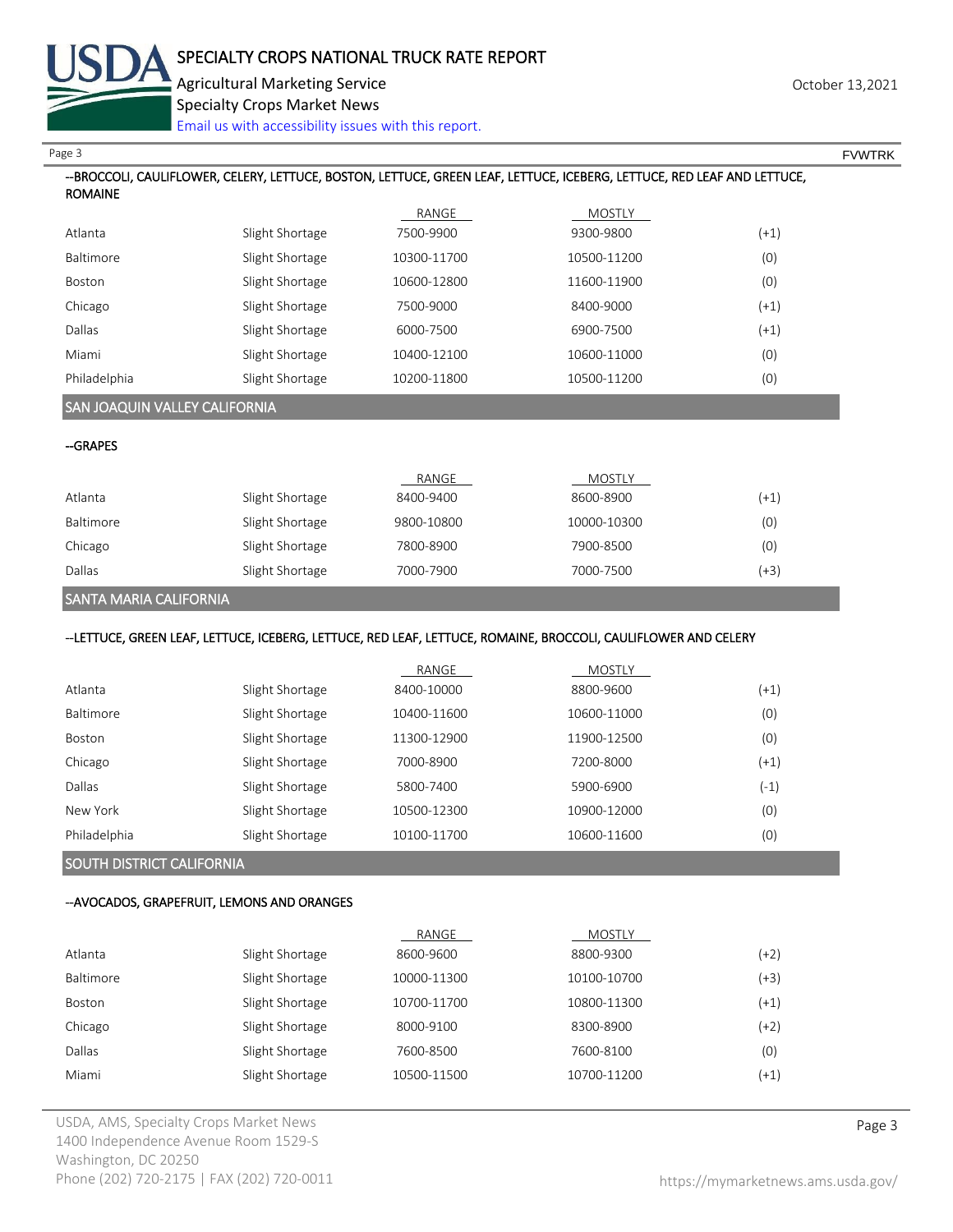--BROCCOLI, CAULIFLOWER, CELERY, LETTUCE, BOSTON, LETTUCE, GREEN LEAF, LETTUCE, ICEBERG, LETTUCE, RED LEAF AND LETTUCE, ROMAINE

| | | RANGE | MOSTLY | |
|---|---|---|---|---|
| Atlanta | Slight Shortage | 7500-9900 | 9300-9800 | (+1) |
| Baltimore | Slight Shortage | 10300-11700 | 10500-11200 | (0) |
| Boston | Slight Shortage | 10600-12800 | 11600-11900 | (0) |
| Chicago | Slight Shortage | 7500-9000 | 8400-9000 | (+1) |
| Dallas | Slight Shortage | 6000-7500 | 6900-7500 | (+1) |
| Miami | Slight Shortage | 10400-12100 | 10600-11000 | (0) |
| Philadelphia | Slight Shortage | 10200-11800 | 10500-11200 | (0) |

## SAN JOAQUIN VALLEY CALIFORNIA

--GRAPES

| | | RANGE | MOSTLY | |
|---|---|---|---|---|
| Atlanta | Slight Shortage | 8400-9400 | 8600-8900 | (+1) |
| Baltimore | Slight Shortage | 9800-10800 | 10000-10300 | (0) |
| Chicago | Slight Shortage | 7800-8900 | 7900-8500 | (0) |
| Dallas | Slight Shortage | 7000-7900 | 7000-7500 | (+3) |

## SANTA MARIA CALIFORNIA

--LETTUCE, GREEN LEAF, LETTUCE, ICEBERG, LETTUCE, RED LEAF, LETTUCE, ROMAINE, BROCCOLI, CAULIFLOWER AND CELERY

| | | RANGE | MOSTLY | |
|---|---|---|---|---|
| Atlanta | Slight Shortage | 8400-10000 | 8800-9600 | (+1) |
| Baltimore | Slight Shortage | 10400-11600 | 10600-11000 | (0) |
| Boston | Slight Shortage | 11300-12900 | 11900-12500 | (0) |
| Chicago | Slight Shortage | 7000-8900 | 7200-8000 | (+1) |
| Dallas | Slight Shortage | 5800-7400 | 5900-6900 | (-1) |
| New York | Slight Shortage | 10500-12300 | 10900-12000 | (0) |
| Philadelphia | Slight Shortage | 10100-11700 | 10600-11600 | (0) |

## SOUTH DISTRICT CALIFORNIA

--AVOCADOS, GRAPEFRUIT, LEMONS AND ORANGES

| | | RANGE | MOSTLY | |
|---|---|---|---|---|
| Atlanta | Slight Shortage | 8600-9600 | 8800-9300 | (+2) |
| Baltimore | Slight Shortage | 10000-11300 | 10100-10700 | (+3) |
| Boston | Slight Shortage | 10700-11700 | 10800-11300 | (+1) |
| Chicago | Slight Shortage | 8000-9100 | 8300-8900 | (+2) |
| Dallas | Slight Shortage | 7600-8500 | 7600-8100 | (0) |
| Miami | Slight Shortage | 10500-11500 | 10700-11200 | (+1) |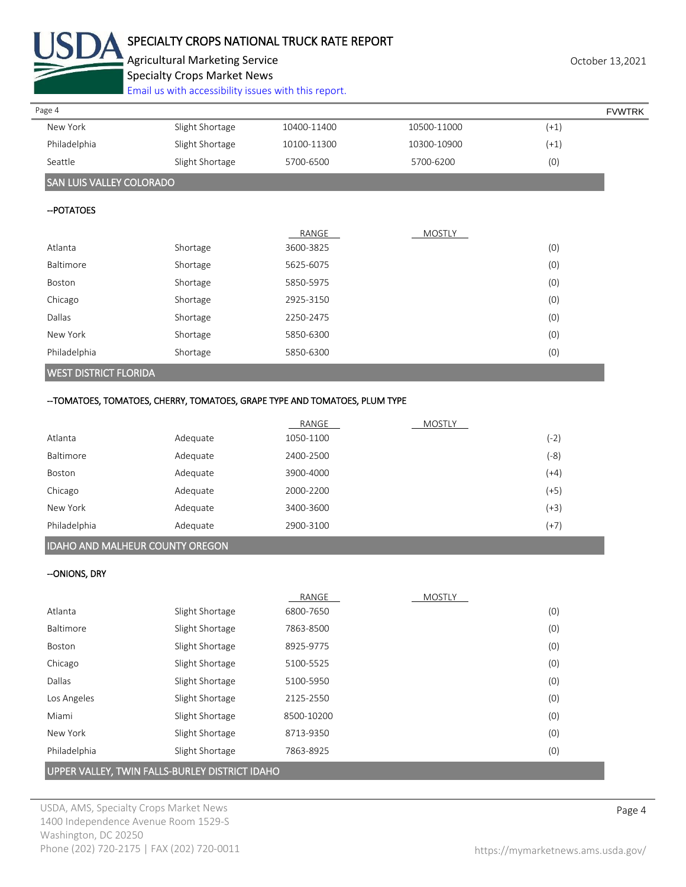| | | | | |
|---|---|---|---|---|
| New York | Slight Shortage | 10400-11400 | 10500-11000 | (+1) |
| Philadelphia | Slight Shortage | 10100-11300 | 10300-10900 | (+1) |
| Seattle | Slight Shortage | 5700-6500 | 5700-6200 | (0) |

## SAN LUIS VALLEY COLORADO

### --POTATOES

| | | RANGE | MOSTLY | |
|---|---|---|---|---|
| Atlanta | Shortage | 3600-3825 | | (0) |
| Baltimore | Shortage | 5625-6075 | | (0) |
| Boston | Shortage | 5850-5975 | | (0) |
| Chicago | Shortage | 2925-3150 | | (0) |
| Dallas | Shortage | 2250-2475 | | (0) |
| New York | Shortage | 5850-6300 | | (0) |
| Philadelphia | Shortage | 5850-6300 | | (0) |

## WEST DISTRICT FLORIDA

### --TOMATOES, TOMATOES, CHERRY, TOMATOES, GRAPE TYPE AND TOMATOES, PLUM TYPE

| | | RANGE | MOSTLY | |
|---|---|---|---|---|
| Atlanta | Adequate | 1050-1100 | | (-2) |
| Baltimore | Adequate | 2400-2500 | | (-8) |
| Boston | Adequate | 3900-4000 | | (+4) |
| Chicago | Adequate | 2000-2200 | | (+5) |
| New York | Adequate | 3400-3600 | | (+3) |
| Philadelphia | Adequate | 2900-3100 | | (+7) |

## IDAHO AND MALHEUR COUNTY OREGON

### --ONIONS, DRY

| | | RANGE | MOSTLY | |
|---|---|---|---|---|
| Atlanta | Slight Shortage | 6800-7650 | | (0) |
| Baltimore | Slight Shortage | 7863-8500 | | (0) |
| Boston | Slight Shortage | 8925-9775 | | (0) |
| Chicago | Slight Shortage | 5100-5525 | | (0) |
| Dallas | Slight Shortage | 5100-5950 | | (0) |
| Los Angeles | Slight Shortage | 2125-2550 | | (0) |
| Miami | Slight Shortage | 8500-10200 | | (0) |
| New York | Slight Shortage | 8713-9350 | | (0) |
| Philadelphia | Slight Shortage | 7863-8925 | | (0) |

## UPPER VALLEY, TWIN FALLS-BURLEY DISTRICT IDAHO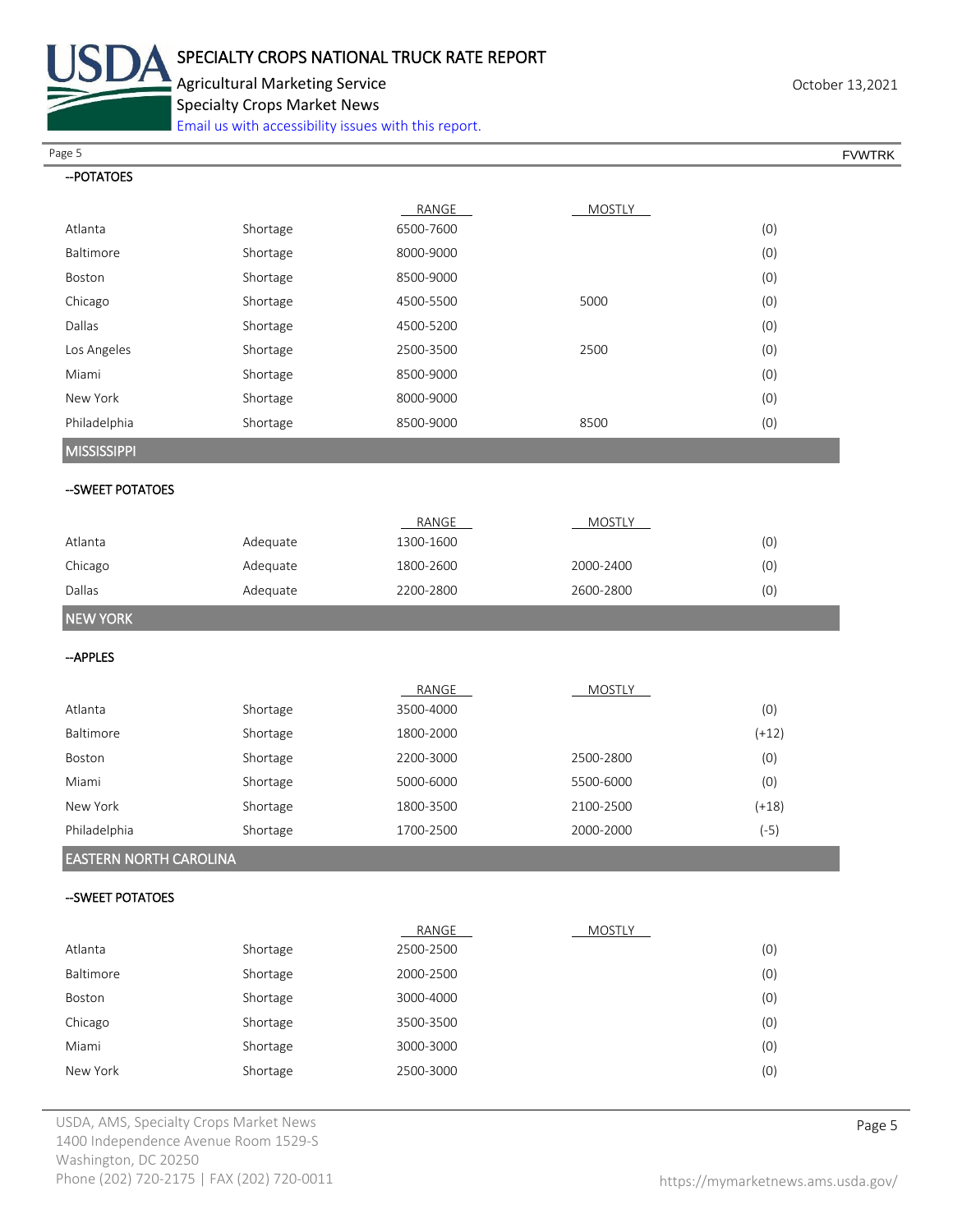--POTATOES

| | | RANGE | MOSTLY | |
|---|---|---|---|---|
| Atlanta | Shortage | 6500-7600 | | (0) |
| Baltimore | Shortage | 8000-9000 | | (0) |
| Boston | Shortage | 8500-9000 | | (0) |
| Chicago | Shortage | 4500-5500 | 5000 | (0) |
| Dallas | Shortage | 4500-5200 | | (0) |
| Los Angeles | Shortage | 2500-3500 | 2500 | (0) |
| Miami | Shortage | 8500-9000 | | (0) |
| New York | Shortage | 8000-9000 | | (0) |
| Philadelphia | Shortage | 8500-9000 | 8500 | (0) |

## MISSISSIPPI

--SWEET POTATOES

| | | RANGE | MOSTLY | |
|---|---|---|---|---|
| Atlanta | Adequate | 1300-1600 | | (0) |
| Chicago | Adequate | 1800-2600 | 2000-2400 | (0) |
| Dallas | Adequate | 2200-2800 | 2600-2800 | (0) |

## NEW YORK

--APPLES

| | | RANGE | MOSTLY | |
|---|---|---|---|---|
| Atlanta | Shortage | 3500-4000 | | (0) |
| Baltimore | Shortage | 1800-2000 | | (+12) |
| Boston | Shortage | 2200-3000 | 2500-2800 | (0) |
| Miami | Shortage | 5000-6000 | 5500-6000 | (0) |
| New York | Shortage | 1800-3500 | 2100-2500 | (+18) |
| Philadelphia | Shortage | 1700-2500 | 2000-2000 | (-5) |

## EASTERN NORTH CAROLINA

--SWEET POTATOES

| | | RANGE | MOSTLY | |
|---|---|---|---|---|
| Atlanta | Shortage | 2500-2500 | | (0) |
| Baltimore | Shortage | 2000-2500 | | (0) |
| Boston | Shortage | 3000-4000 | | (0) |
| Chicago | Shortage | 3500-3500 | | (0) |
| Miami | Shortage | 3000-3000 | | (0) |
| New York | Shortage | 2500-3000 | | (0) |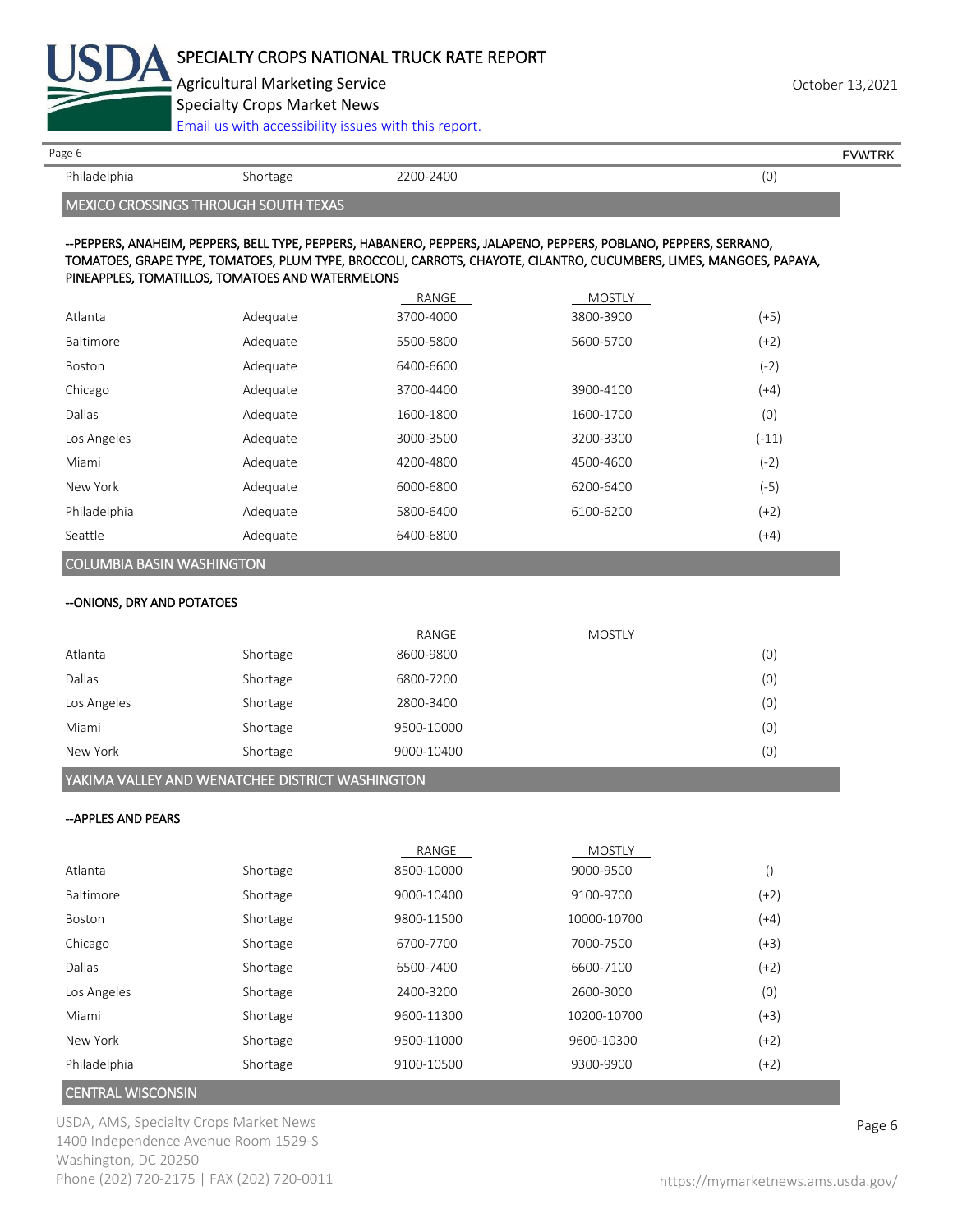| Philadelphia | Shortage | 2200-2400 | | (0) |
|---|---|---|---|---|

## MEXICO CROSSINGS THROUGH SOUTH TEXAS

--PEPPERS, ANAHEIM, PEPPERS, BELL TYPE, PEPPERS, HABANERO, PEPPERS, JALAPENO, PEPPERS, POBLANO, PEPPERS, SERRANO, TOMATOES, GRAPE TYPE, TOMATOES, PLUM TYPE, BROCCOLI, CARROTS, CHAYOTE, CILANTRO, CUCUMBERS, LIMES, MANGOES, PAPAYA, PINEAPPLES, TOMATILLOS, TOMATOES AND WATERMELONS

| | | RANGE | MOSTLY | |
|---|---|---|---|---|
| Atlanta | Adequate | 3700-4000 | 3800-3900 | (+5) |
| Baltimore | Adequate | 5500-5800 | 5600-5700 | (+2) |
| Boston | Adequate | 6400-6600 | | (-2) |
| Chicago | Adequate | 3700-4400 | 3900-4100 | (+4) |
| Dallas | Adequate | 1600-1800 | 1600-1700 | (0) |
| Los Angeles | Adequate | 3000-3500 | 3200-3300 | (-11) |
| Miami | Adequate | 4200-4800 | 4500-4600 | (-2) |
| New York | Adequate | 6000-6800 | 6200-6400 | (-5) |
| Philadelphia | Adequate | 5800-6400 | 6100-6200 | (+2) |
| Seattle | Adequate | 6400-6800 | | (+4) |

## COLUMBIA BASIN WASHINGTON

--ONIONS, DRY AND POTATOES

| | | RANGE | MOSTLY | |
|---|---|---|---|---|
| Atlanta | Shortage | 8600-9800 | | (0) |
| Dallas | Shortage | 6800-7200 | | (0) |
| Los Angeles | Shortage | 2800-3400 | | (0) |
| Miami | Shortage | 9500-10000 | | (0) |
| New York | Shortage | 9000-10400 | | (0) |

## YAKIMA VALLEY AND WENATCHEE DISTRICT WASHINGTON

--APPLES AND PEARS

| | | RANGE | MOSTLY | |
|---|---|---|---|---|
| Atlanta | Shortage | 8500-10000 | 9000-9500 | () |
| Baltimore | Shortage | 9000-10400 | 9100-9700 | (+2) |
| Boston | Shortage | 9800-11500 | 10000-10700 | (+4) |
| Chicago | Shortage | 6700-7700 | 7000-7500 | (+3) |
| Dallas | Shortage | 6500-7400 | 6600-7100 | (+2) |
| Los Angeles | Shortage | 2400-3200 | 2600-3000 | (0) |
| Miami | Shortage | 9600-11300 | 10200-10700 | (+3) |
| New York | Shortage | 9500-11000 | 9600-10300 | (+2) |
| Philadelphia | Shortage | 9100-10500 | 9300-9900 | (+2) |

## CENTRAL WISCONSIN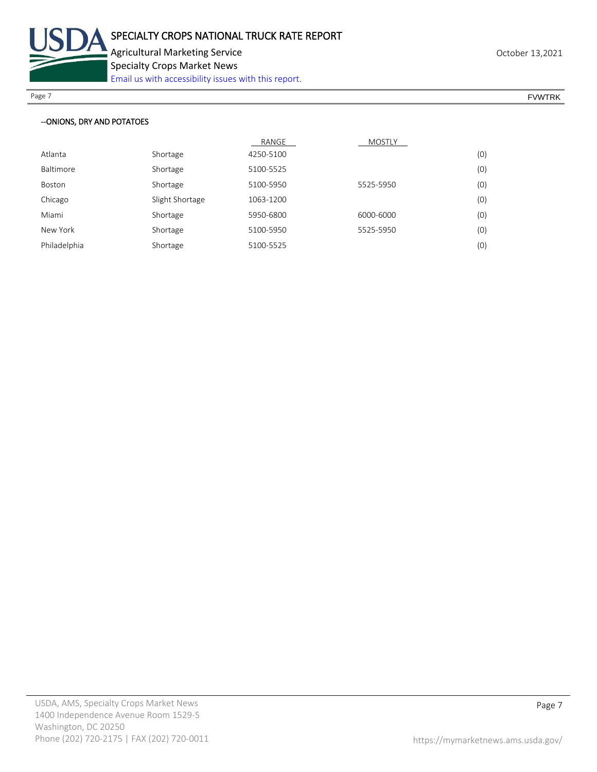--ONIONS, DRY AND POTATOES

| | | RANGE | MOSTLY | |
|---|---|---|---|---|
| Atlanta | Shortage | 4250-5100 | | (0) |
| Baltimore | Shortage | 5100-5525 | | (0) |
| Boston | Shortage | 5100-5950 | 5525-5950 | (0) |
| Chicago | Slight Shortage | 1063-1200 | | (0) |
| Miami | Shortage | 5950-6800 | 6000-6000 | (0) |
| New York | Shortage | 5100-5950 | 5525-5950 | (0) |
| Philadelphia | Shortage | 5100-5525 | | (0) |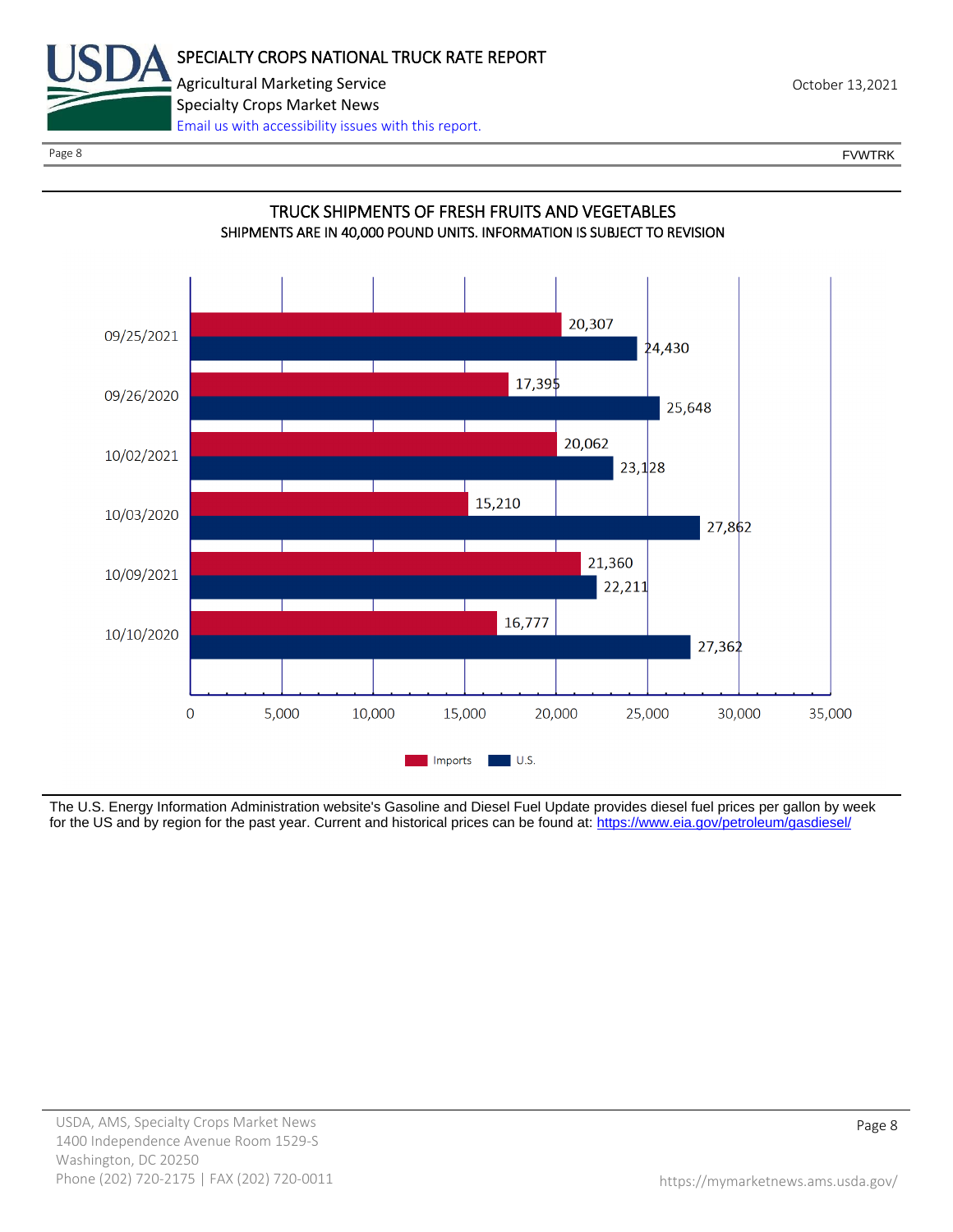## TRUCK SHIPMENTS OF FRESH FRUITS AND VEGETABLES

SHIPMENTS ARE IN 40,000 POUND UNITS. INFORMATION IS SUBJECT TO REVISION

09/25/2021
20,307
24,430

09/26/2020
17,395
25,648

10/02/2021
20,062
23,128

10/03/2020
15,210
27,862

10/09/2021
21,360
22,211

10/10/2020
16,777
27,362

0
5,000
10,000
15,000
20,000
25,000
30,000
35,000

Imports
U.S.

The U.S. Energy Information Administration website's Gasoline and Diesel Fuel Update provides diesel fuel prices per gallon by week for the US and by region for the past year. Current and historical prices can be found at: https://www.eia.gov/petroleum/gasdiesel/